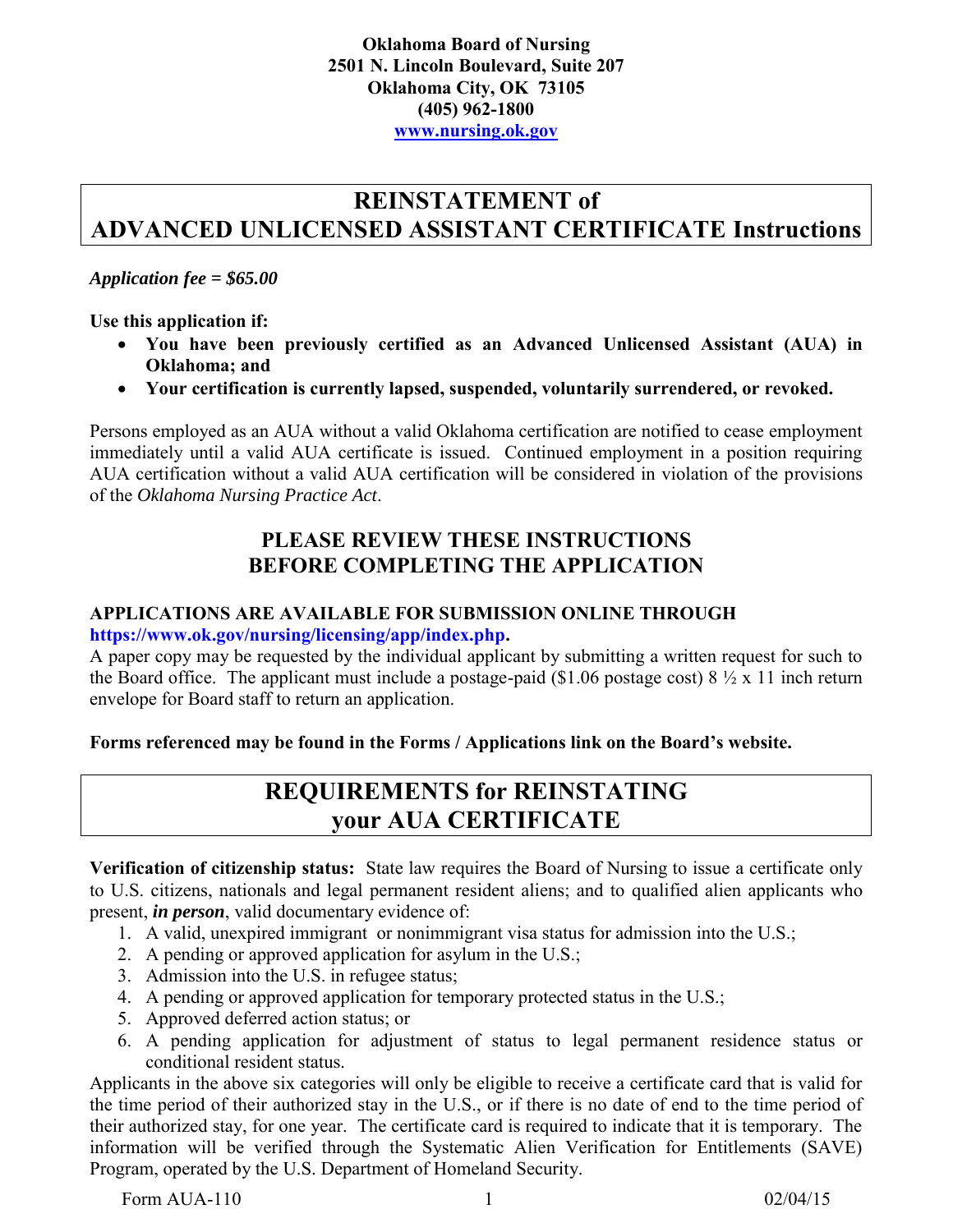**Oklahoma Board of Nursing**
**2501 N. Lincoln Boulevard, Suite 207**
**Oklahoma City, OK 73105**
**(405) 962-1800**
**www.nursing.ok.gov**

# REINSTATEMENT of ADVANCED UNLICENSED ASSISTANT CERTIFICATE Instructions

***Application fee = $65.00***

**Use this application if:**

- **You have been previously certified as an Advanced Unlicensed Assistant (AUA) in Oklahoma; and**
- **Your certification is currently lapsed, suspended, voluntarily surrendered, or revoked.**

Persons employed as an AUA without a valid Oklahoma certification are notified to cease employment immediately until a valid AUA certificate is issued. Continued employment in a position requiring AUA certification without a valid AUA certification will be considered in violation of the provisions of the *Oklahoma Nursing Practice Act*.

## PLEASE REVIEW THESE INSTRUCTIONS BEFORE COMPLETING THE APPLICATION

**APPLICATIONS ARE AVAILABLE FOR SUBMISSION ONLINE THROUGH https://www.ok.gov/nursing/licensing/app/index.php.**

A paper copy may be requested by the individual applicant by submitting a written request for such to the Board office. The applicant must include a postage-paid ($1.06 postage cost) 8 ½ x 11 inch return envelope for Board staff to return an application.

**Forms referenced may be found in the Forms / Applications link on the Board's website.**

# REQUIREMENTS for REINSTATING your AUA CERTIFICATE

**Verification of citizenship status:** State law requires the Board of Nursing to issue a certificate only to U.S. citizens, nationals and legal permanent resident aliens; and to qualified alien applicants who present, ***in person***, valid documentary evidence of:

1. A valid, unexpired immigrant or nonimmigrant visa status for admission into the U.S.;
2. A pending or approved application for asylum in the U.S.;
3. Admission into the U.S. in refugee status;
4. A pending or approved application for temporary protected status in the U.S.;
5. Approved deferred action status; or
6. A pending application for adjustment of status to legal permanent residence status or conditional resident status.

Applicants in the above six categories will only be eligible to receive a certificate card that is valid for the time period of their authorized stay in the U.S., or if there is no date of end to the time period of their authorized stay, for one year. The certificate card is required to indicate that it is temporary. The information will be verified through the Systematic Alien Verification for Entitlements (SAVE) Program, operated by the U.S. Department of Homeland Security.

Form AUA-110 02/04/15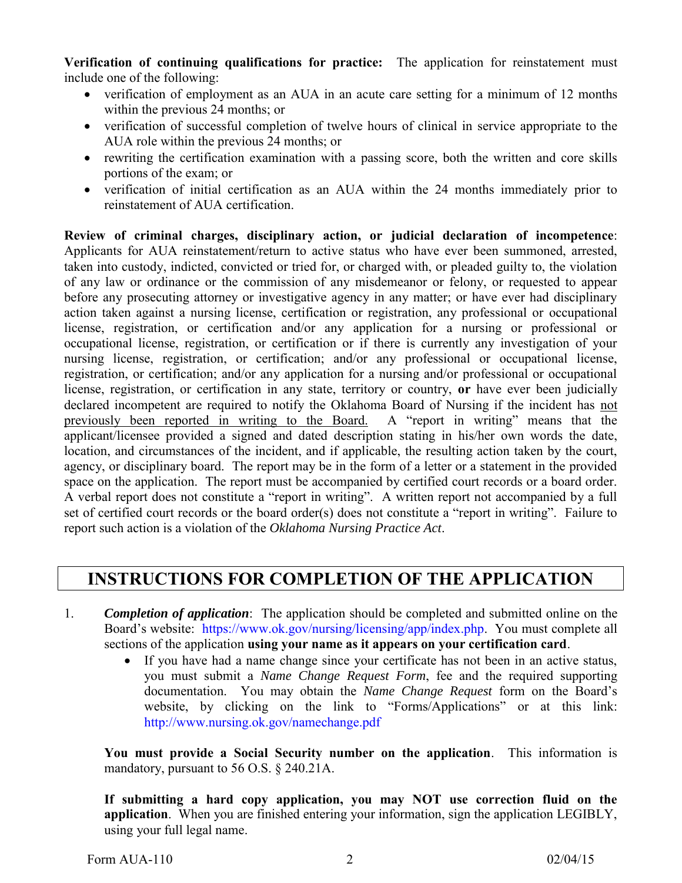**Verification of continuing qualifications for practice:** The application for reinstatement must include one of the following:

- verification of employment as an AUA in an acute care setting for a minimum of 12 months within the previous 24 months; or
- verification of successful completion of twelve hours of clinical in service appropriate to the AUA role within the previous 24 months; or
- rewriting the certification examination with a passing score, both the written and core skills portions of the exam; or
- verification of initial certification as an AUA within the 24 months immediately prior to reinstatement of AUA certification.

**Review of criminal charges, disciplinary action, or judicial declaration of incompetence**: Applicants for AUA reinstatement/return to active status who have ever been summoned, arrested, taken into custody, indicted, convicted or tried for, or charged with, or pleaded guilty to, the violation of any law or ordinance or the commission of any misdemeanor or felony, or requested to appear before any prosecuting attorney or investigative agency in any matter; or have ever had disciplinary action taken against a nursing license, certification or registration, any professional or occupational license, registration, or certification and/or any application for a nursing or professional or occupational license, registration, or certification or if there is currently any investigation of your nursing license, registration, or certification; and/or any professional or occupational license, registration, or certification; and/or any application for a nursing and/or professional or occupational license, registration, or certification in any state, territory or country, **or** have ever been judicially declared incompetent are required to notify the Oklahoma Board of Nursing if the incident has not previously been reported in writing to the Board. A "report in writing" means that the applicant/licensee provided a signed and dated description stating in his/her own words the date, location, and circumstances of the incident, and if applicable, the resulting action taken by the court, agency, or disciplinary board. The report may be in the form of a letter or a statement in the provided space on the application. The report must be accompanied by certified court records or a board order. A verbal report does not constitute a "report in writing". A written report not accompanied by a full set of certified court records or the board order(s) does not constitute a "report in writing". Failure to report such action is a violation of the *Oklahoma Nursing Practice Act*.

# INSTRUCTIONS FOR COMPLETION OF THE APPLICATION

1. ***Completion of application***: The application should be completed and submitted online on the Board's website: https://www.ok.gov/nursing/licensing/app/index.php. You must complete all sections of the application **using your name as it appears on your certification card**.
   - If you have had a name change since your certificate has not been in an active status, you must submit a *Name Change Request Form*, fee and the required supporting documentation. You may obtain the *Name Change Request* form on the Board's website, by clicking on the link to "Forms/Applications" or at this link: http://www.nursing.ok.gov/namechange.pdf

   **You must provide a Social Security number on the application**. This information is mandatory, pursuant to 56 O.S. § 240.21A.

   **If submitting a hard copy application, you may NOT use correction fluid on the application**. When you are finished entering your information, sign the application LEGIBLY, using your full legal name.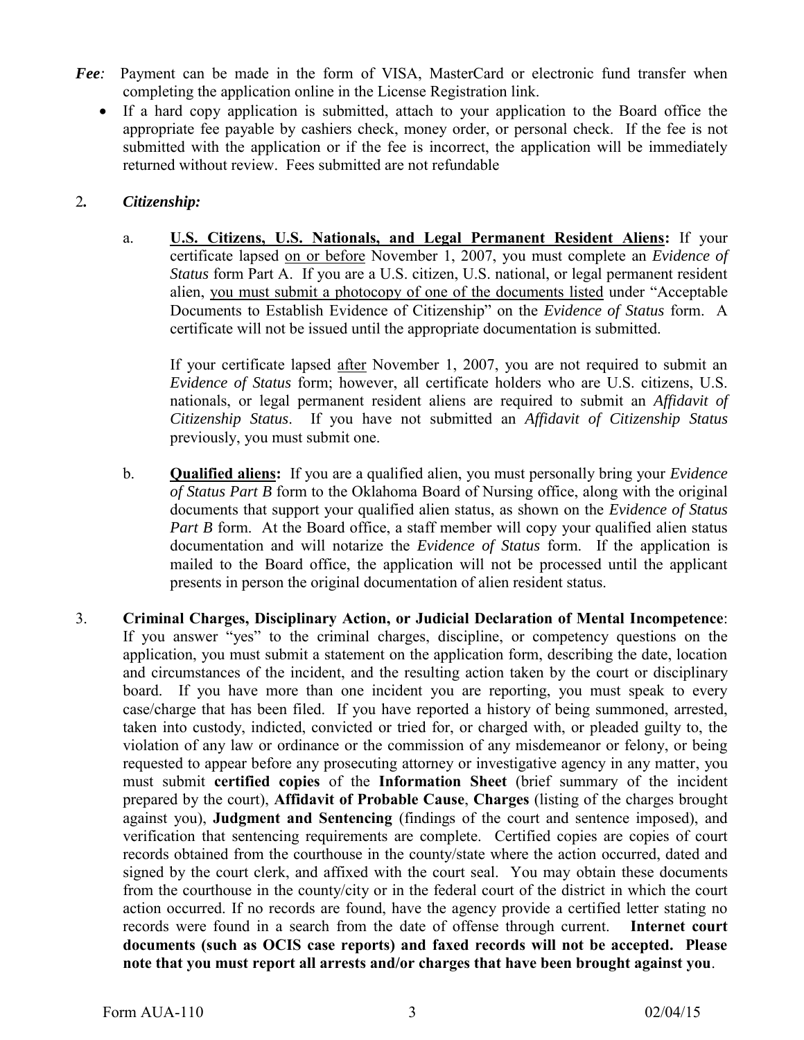*Fee:* Payment can be made in the form of VISA, MasterCard or electronic fund transfer when completing the application online in the License Registration link.

- If a hard copy application is submitted, attach to your application to the Board office the appropriate fee payable by cashiers check, money order, or personal check. If the fee is not submitted with the application or if the fee is incorrect, the application will be immediately returned without review. Fees submitted are not refundable

2. ***Citizenship:***

   a. **U.S. Citizens, U.S. Nationals, and Legal Permanent Resident Aliens:** If your certificate lapsed on or before November 1, 2007, you must complete an *Evidence of Status* form Part A. If you are a U.S. citizen, U.S. national, or legal permanent resident alien, you must submit a photocopy of one of the documents listed under "Acceptable Documents to Establish Evidence of Citizenship" on the *Evidence of Status* form. A certificate will not be issued until the appropriate documentation is submitted.

      If your certificate lapsed after November 1, 2007, you are not required to submit an *Evidence of Status* form; however, all certificate holders who are U.S. citizens, U.S. nationals, or legal permanent resident aliens are required to submit an *Affidavit of Citizenship Status*. If you have not submitted an *Affidavit of Citizenship Status* previously, you must submit one.

   b. **Qualified aliens:** If you are a qualified alien, you must personally bring your *Evidence of Status Part B* form to the Oklahoma Board of Nursing office, along with the original documents that support your qualified alien status, as shown on the *Evidence of Status Part B* form. At the Board office, a staff member will copy your qualified alien status documentation and will notarize the *Evidence of Status* form. If the application is mailed to the Board office, the application will not be processed until the applicant presents in person the original documentation of alien resident status.

3. **Criminal Charges, Disciplinary Action, or Judicial Declaration of Mental Incompetence**: If you answer "yes" to the criminal charges, discipline, or competency questions on the application, you must submit a statement on the application form, describing the date, location and circumstances of the incident, and the resulting action taken by the court or disciplinary board. If you have more than one incident you are reporting, you must speak to every case/charge that has been filed. If you have reported a history of being summoned, arrested, taken into custody, indicted, convicted or tried for, or charged with, or pleaded guilty to, the violation of any law or ordinance or the commission of any misdemeanor or felony, or being requested to appear before any prosecuting attorney or investigative agency in any matter, you must submit **certified copies** of the **Information Sheet** (brief summary of the incident prepared by the court), **Affidavit of Probable Cause**, **Charges** (listing of the charges brought against you), **Judgment and Sentencing** (findings of the court and sentence imposed), and verification that sentencing requirements are complete. Certified copies are copies of court records obtained from the courthouse in the county/state where the action occurred, dated and signed by the court clerk, and affixed with the court seal. You may obtain these documents from the courthouse in the county/city or in the federal court of the district in which the court action occurred. If no records are found, have the agency provide a certified letter stating no records were found in a search from the date of offense through current. **Internet court documents (such as OCIS case reports) and faxed records will not be accepted. Please note that you must report all arrests and/or charges that have been brought against you**.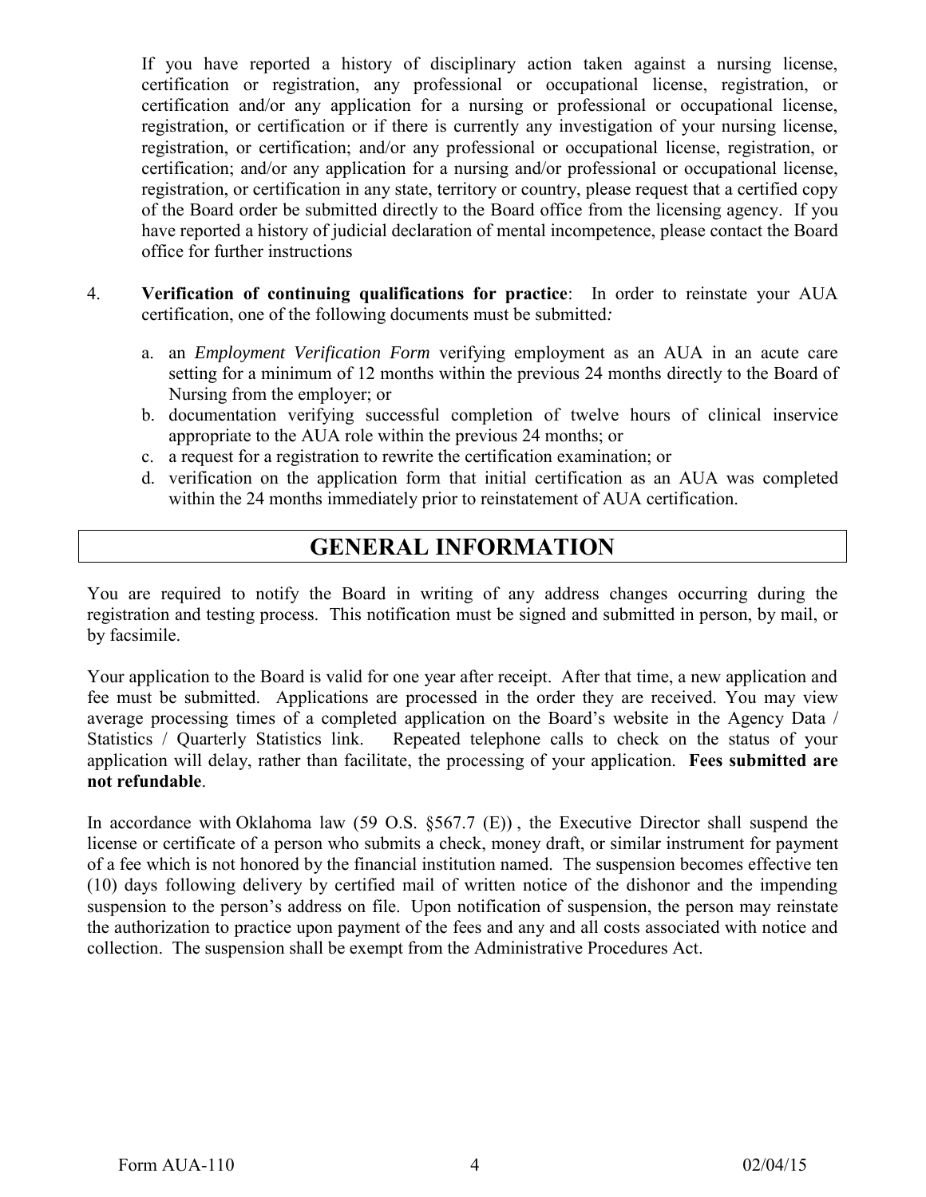If you have reported a history of disciplinary action taken against a nursing license, certification or registration, any professional or occupational license, registration, or certification and/or any application for a nursing or professional or occupational license, registration, or certification or if there is currently any investigation of your nursing license, registration, or certification; and/or any professional or occupational license, registration, or certification; and/or any application for a nursing and/or professional or occupational license, registration, or certification in any state, territory or country, please request that a certified copy of the Board order be submitted directly to the Board office from the licensing agency. If you have reported a history of judicial declaration of mental incompetence, please contact the Board office for further instructions

4. **Verification of continuing qualifications for practice**: In order to reinstate your AUA certification, one of the following documents must be submitted*:*

   a. an *Employment Verification Form* verifying employment as an AUA in an acute care setting for a minimum of 12 months within the previous 24 months directly to the Board of Nursing from the employer; or
   b. documentation verifying successful completion of twelve hours of clinical inservice appropriate to the AUA role within the previous 24 months; or
   c. a request for a registration to rewrite the certification examination; or
   d. verification on the application form that initial certification as an AUA was completed within the 24 months immediately prior to reinstatement of AUA certification.

# GENERAL INFORMATION

You are required to notify the Board in writing of any address changes occurring during the registration and testing process. This notification must be signed and submitted in person, by mail, or by facsimile.

Your application to the Board is valid for one year after receipt. After that time, a new application and fee must be submitted. Applications are processed in the order they are received. You may view average processing times of a completed application on the Board's website in the Agency Data / Statistics / Quarterly Statistics link. Repeated telephone calls to check on the status of your application will delay, rather than facilitate, the processing of your application. **Fees submitted are not refundable**.

In accordance with Oklahoma law (59 O.S. §567.7 (E)) , the Executive Director shall suspend the license or certificate of a person who submits a check, money draft, or similar instrument for payment of a fee which is not honored by the financial institution named. The suspension becomes effective ten (10) days following delivery by certified mail of written notice of the dishonor and the impending suspension to the person's address on file. Upon notification of suspension, the person may reinstate the authorization to practice upon payment of the fees and any and all costs associated with notice and collection. The suspension shall be exempt from the Administrative Procedures Act.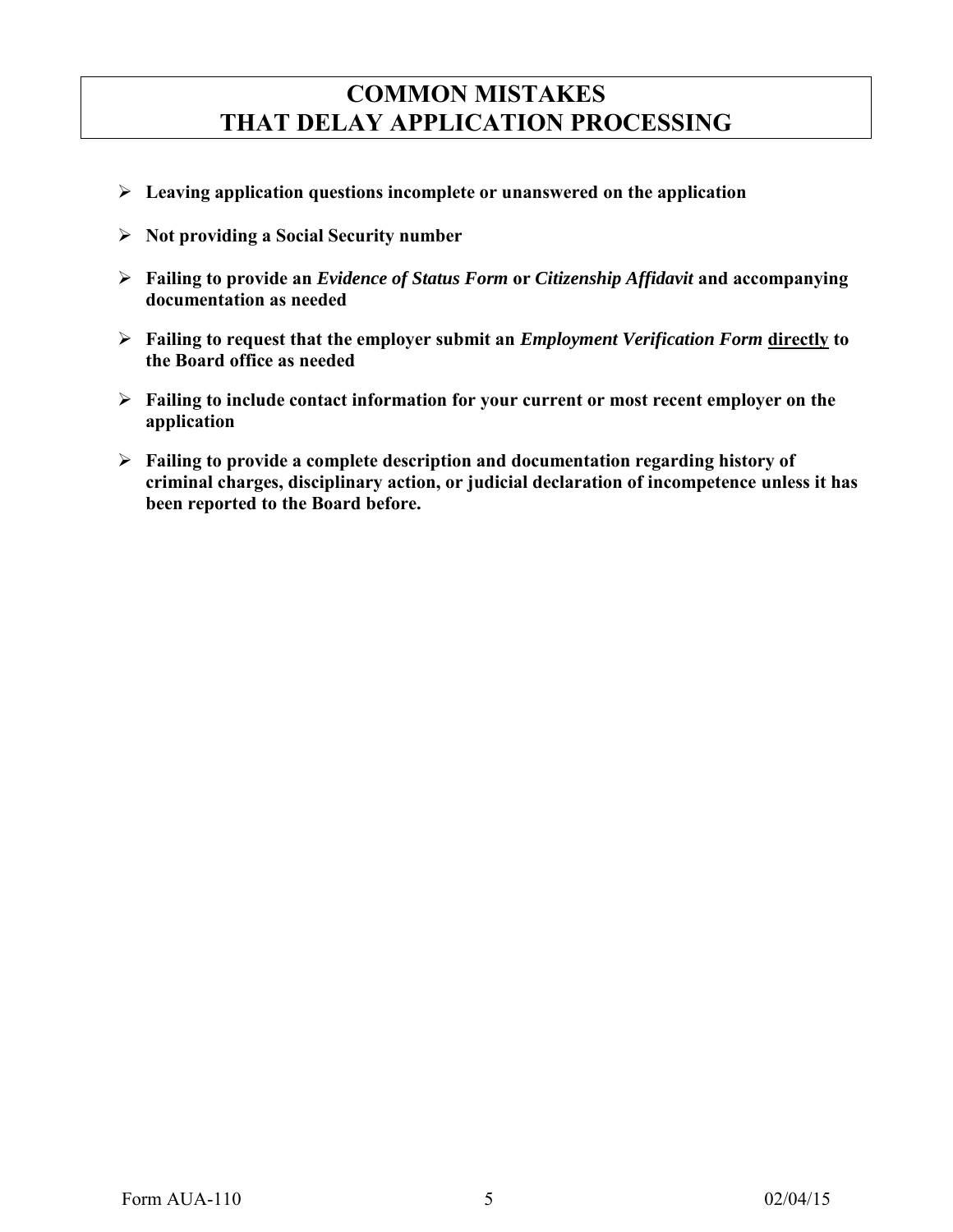# COMMON MISTAKES THAT DELAY APPLICATION PROCESSING

- **Leaving application questions incomplete or unanswered on the application**
- **Not providing a Social Security number**
- **Failing to provide an *Evidence of Status Form* or *Citizenship Affidavit* and accompanying documentation as needed**
- **Failing to request that the employer submit an *Employment Verification Form* <u>directly</u> to the Board office as needed**
- **Failing to include contact information for your current or most recent employer on the application**
- **Failing to provide a complete description and documentation regarding history of criminal charges, disciplinary action, or judicial declaration of incompetence unless it has been reported to the Board before.**

Form AUA-110 02/04/15